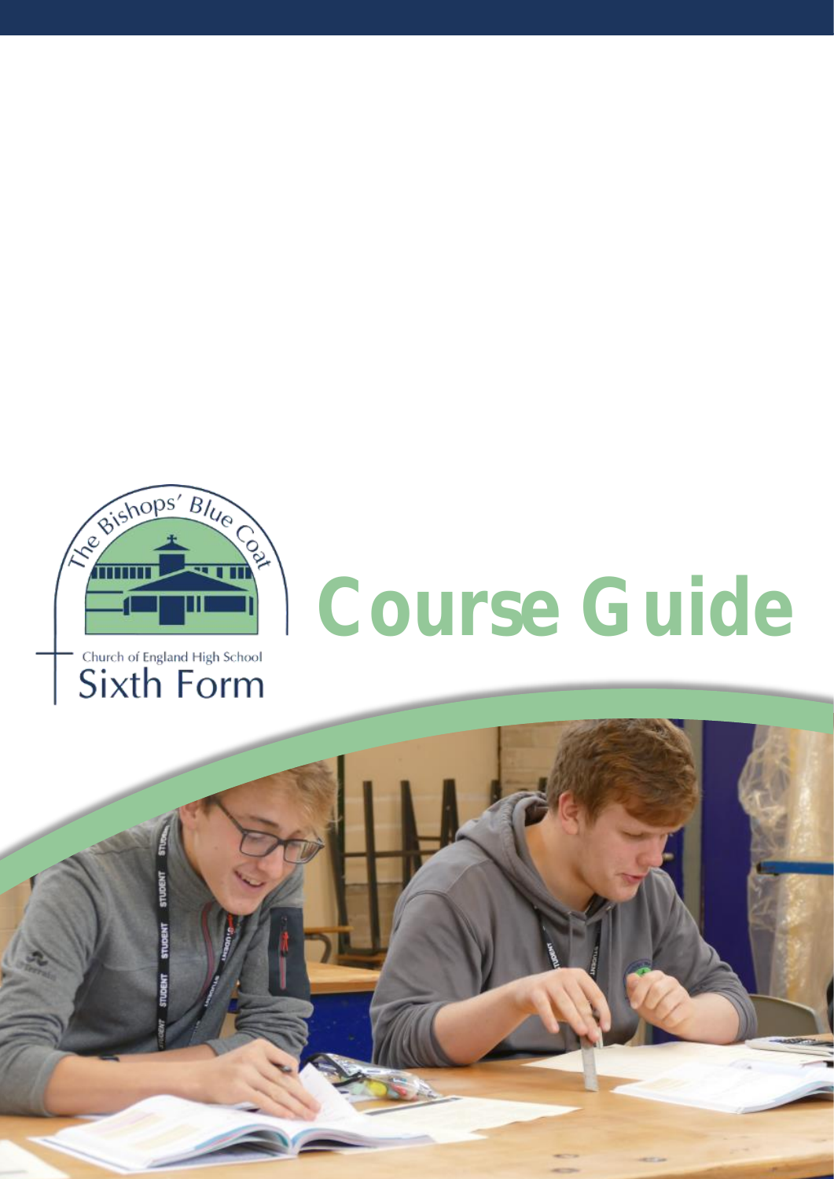The Bishops' Blue Coat

Church of England High School

Sixth Form

# Course Guide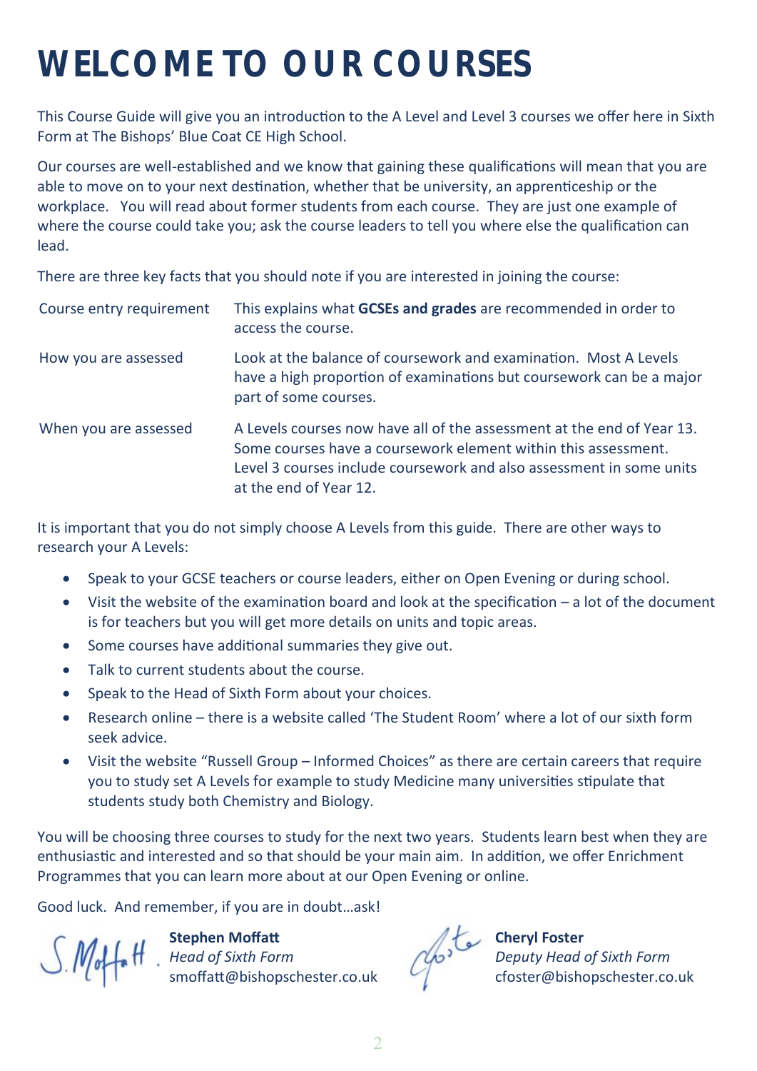# WELCOME TO OUR COURSES

This Course Guide will give you an introduction to the A Level and Level 3 courses we offer here in Sixth Form at The Bishops' Blue Coat CE High School.

Our courses are well-established and we know that gaining these qualifications will mean that you are able to move on to your next destination, whether that be university, an apprenticeship or the workplace. You will read about former students from each course. They are just one example of where the course could take you; ask the course leaders to tell you where else the qualification can lead.

There are three key facts that you should note if you are interested in joining the course:

| | |
|---|---|
| Course entry requirement | This explains what **GCSEs and grades** are recommended in order to access the course. |
| How you are assessed | Look at the balance of coursework and examination. Most A Levels have a high proportion of examinations but coursework can be a major part of some courses. |
| When you are assessed | A Levels courses now have all of the assessment at the end of Year 13. Some courses have a coursework element within this assessment. Level 3 courses include coursework and also assessment in some units at the end of Year 12. |

It is important that you do not simply choose A Levels from this guide. There are other ways to research your A Levels:

- Speak to your GCSE teachers or course leaders, either on Open Evening or during school.
- Visit the website of the examination board and look at the specification – a lot of the document is for teachers but you will get more details on units and topic areas.
- Some courses have additional summaries they give out.
- Talk to current students about the course.
- Speak to the Head of Sixth Form about your choices.
- Research online – there is a website called 'The Student Room' where a lot of our sixth form seek advice.
- Visit the website "Russell Group – Informed Choices" as there are certain careers that require you to study set A Levels for example to study Medicine many universities stipulate that students study both Chemistry and Biology.

You will be choosing three courses to study for the next two years. Students learn best when they are enthusiastic and interested and so that should be your main aim. In addition, we offer Enrichment Programmes that you can learn more about at our Open Evening or online.

Good luck. And remember, if you are in doubt…ask!

**Stephen Moffatt**
*Head of Sixth Form*
smoffatt@bishopschester.co.uk

**Cheryl Foster**
*Deputy Head of Sixth Form*
cfoster@bishopschester.co.uk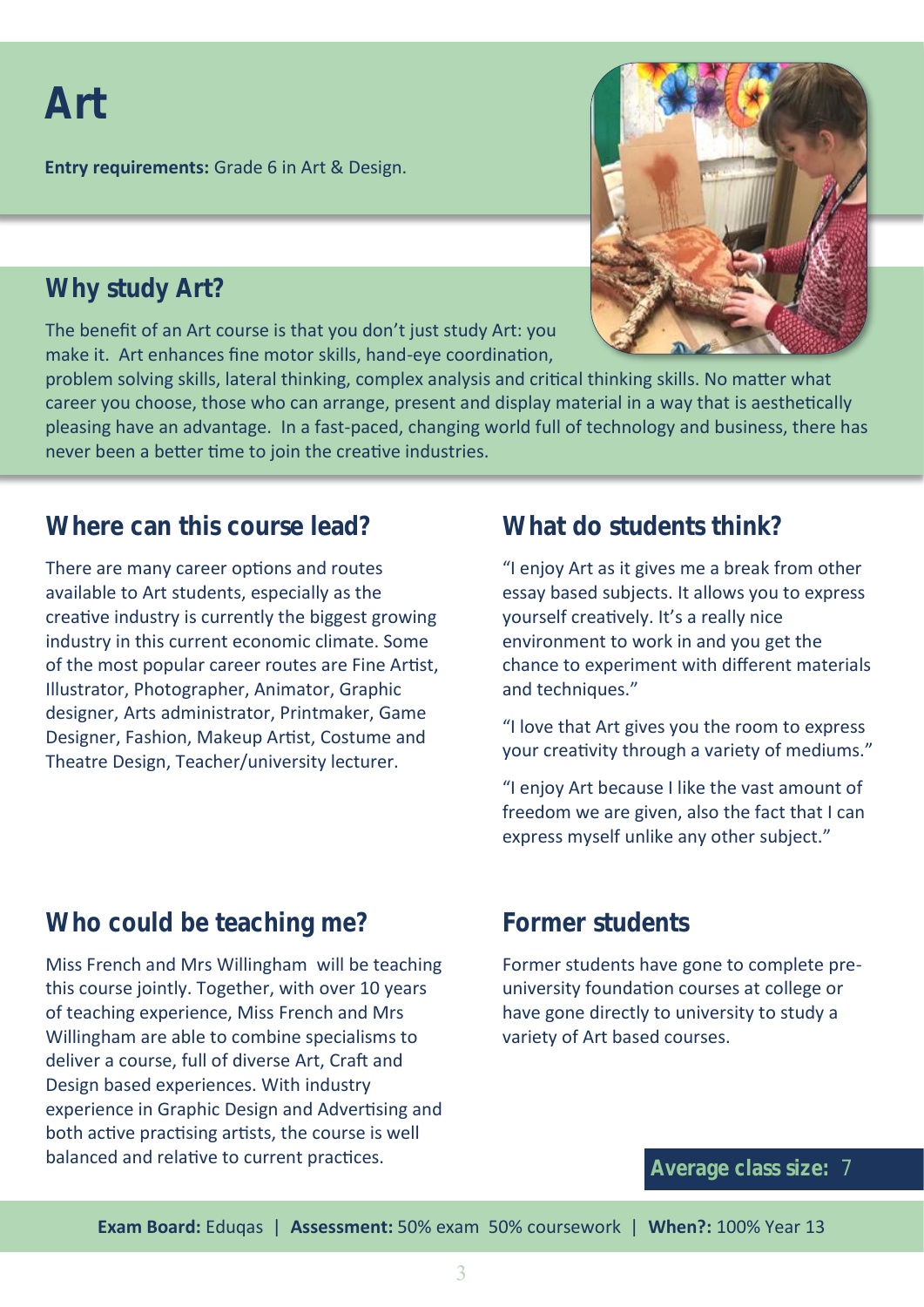# Art

**Entry requirements:** Grade 6 in Art & Design.

## Why study Art?

The benefit of an Art course is that you don't just study Art: you make it. Art enhances fine motor skills, hand-eye coordination, problem solving skills, lateral thinking, complex analysis and critical thinking skills. No matter what career you choose, those who can arrange, present and display material in a way that is aesthetically pleasing have an advantage. In a fast-paced, changing world full of technology and business, there has never been a better time to join the creative industries.

## Where can this course lead?

There are many career options and routes available to Art students, especially as the creative industry is currently the biggest growing industry in this current economic climate. Some of the most popular career routes are Fine Artist, Illustrator, Photographer, Animator, Graphic designer, Arts administrator, Printmaker, Game Designer, Fashion, Makeup Artist, Costume and Theatre Design, Teacher/university lecturer.

## What do students think?

"I enjoy Art as it gives me a break from other essay based subjects. It allows you to express yourself creatively. It's a really nice environment to work in and you get the chance to experiment with different materials and techniques."

"I love that Art gives you the room to express your creativity through a variety of mediums."

"I enjoy Art because I like the vast amount of freedom we are given, also the fact that I can express myself unlike any other subject."

## Who could be teaching me?

Miss French and Mrs Willingham will be teaching this course jointly. Together, with over 10 years of teaching experience, Miss French and Mrs Willingham are able to combine specialisms to deliver a course, full of diverse Art, Craft and Design based experiences. With industry experience in Graphic Design and Advertising and both active practising artists, the course is well balanced and relative to current practices.

## Former students

Former students have gone to complete pre-university foundation courses at college or have gone directly to university to study a variety of Art based courses.

**Average class size:** 7

**Exam Board:** Eduqas | **Assessment:** 50% exam 50% coursework | **When?:** 100% Year 13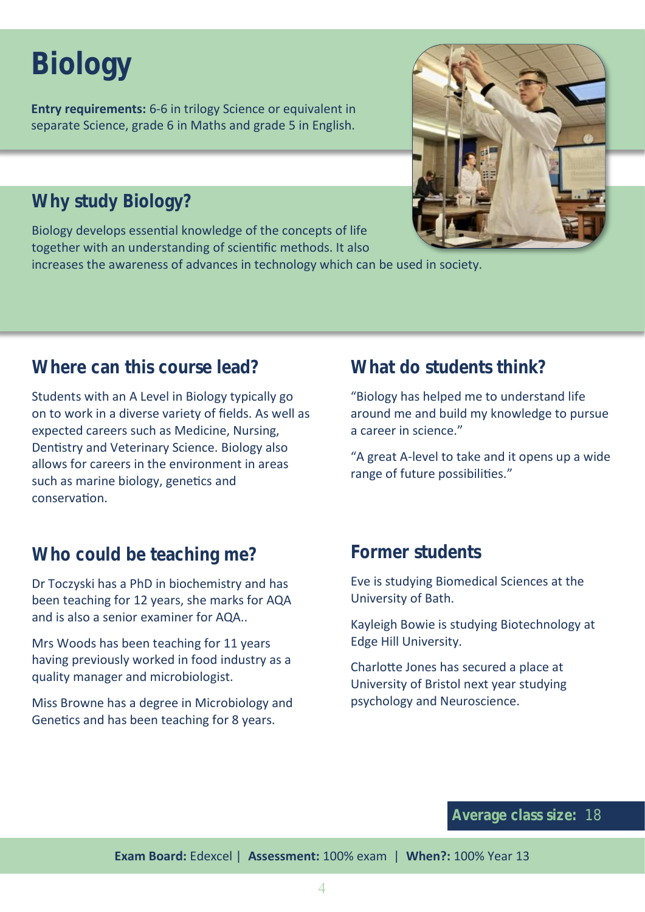# Biology

**Entry requirements:** 6-6 in trilogy Science or equivalent in separate Science, grade 6 in Maths and grade 5 in English.

## Why study Biology?

Biology develops essential knowledge of the concepts of life together with an understanding of scientific methods. It also increases the awareness of advances in technology which can be used in society.

## Where can this course lead?

Students with an A Level in Biology typically go on to work in a diverse variety of fields. As well as expected careers such as Medicine, Nursing, Dentistry and Veterinary Science. Biology also allows for careers in the environment in areas such as marine biology, genetics and conservation.

## Who could be teaching me?

Dr Toczyski has a PhD in biochemistry and has been teaching for 12 years, she marks for AQA and is also a senior examiner for AQA..

Mrs Woods has been teaching for 11 years having previously worked in food industry as a quality manager and microbiologist.

Miss Browne has a degree in Microbiology and Genetics and has been teaching for 8 years.

## What do students think?

"Biology has helped me to understand life around me and build my knowledge to pursue a career in science."

"A great A-level to take and it opens up a wide range of future possibilities."

## Former students

Eve is studying Biomedical Sciences at the University of Bath.

Kayleigh Bowie is studying Biotechnology at Edge Hill University.

Charlotte Jones has secured a place at University of Bristol next year studying psychology and Neuroscience.

**Average class size:** 18

**Exam Board:** Edexcel | **Assessment:** 100% exam | **When?:** 100% Year 13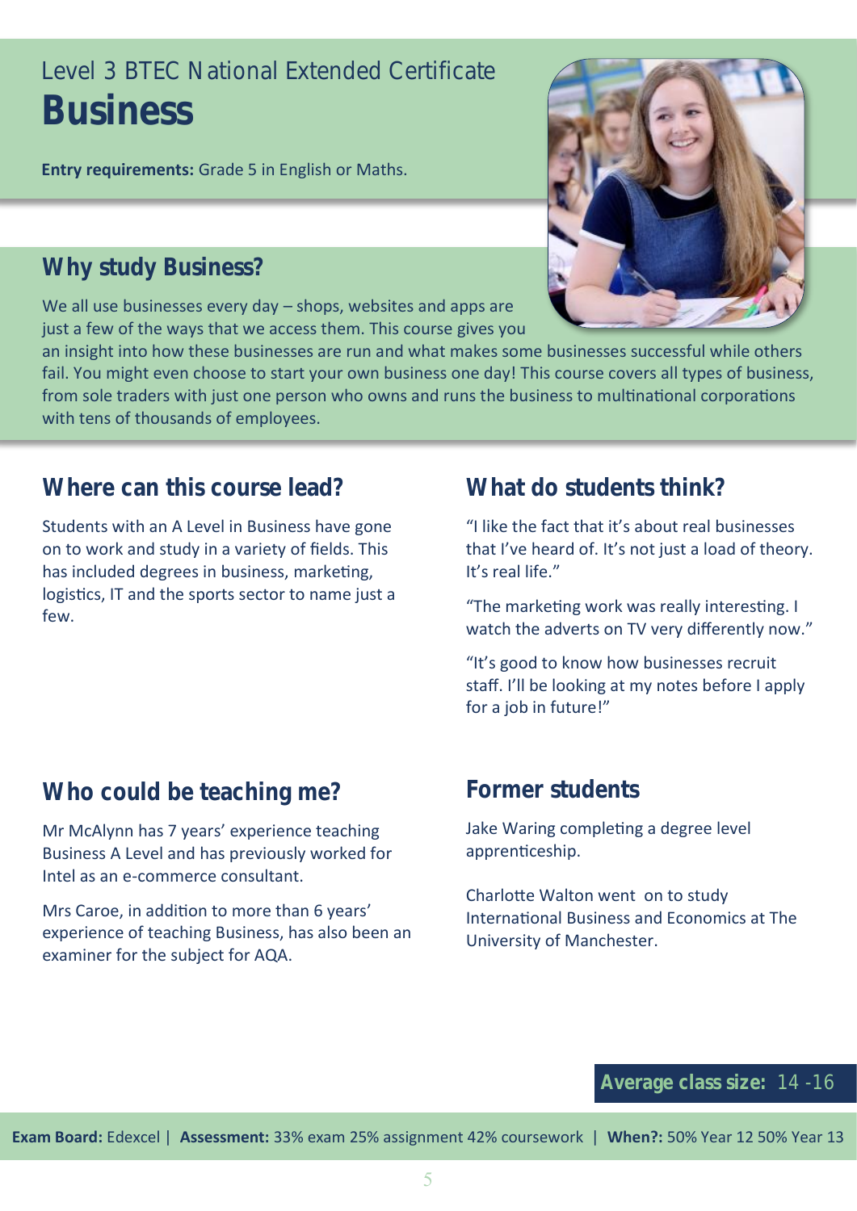Level 3 BTEC National Extended Certificate

# Business

**Entry requirements:** Grade 5 in English or Maths.

## Why study Business?

We all use businesses every day – shops, websites and apps are just a few of the ways that we access them. This course gives you an insight into how these businesses are run and what makes some businesses successful while others fail. You might even choose to start your own business one day! This course covers all types of business, from sole traders with just one person who owns and runs the business to multinational corporations with tens of thousands of employees.

## Where can this course lead?

Students with an A Level in Business have gone on to work and study in a variety of fields. This has included degrees in business, marketing, logistics, IT and the sports sector to name just a few.

## What do students think?

"I like the fact that it's about real businesses that I've heard of. It's not just a load of theory. It's real life."

"The marketing work was really interesting. I watch the adverts on TV very differently now."

"It's good to know how businesses recruit staff. I'll be looking at my notes before I apply for a job in future!"

## Who could be teaching me?

Mr McAlynn has 7 years' experience teaching Business A Level and has previously worked for Intel as an e-commerce consultant.

Mrs Caroe, in addition to more than 6 years' experience of teaching Business, has also been an examiner for the subject for AQA.

## Former students

Jake Waring completing a degree level apprenticeship.

Charlotte Walton went on to study International Business and Economics at The University of Manchester.

**Average class size:** 14 -16

**Exam Board:** Edexcel | **Assessment:** 33% exam 25% assignment 42% coursework | **When?:** 50% Year 12 50% Year 13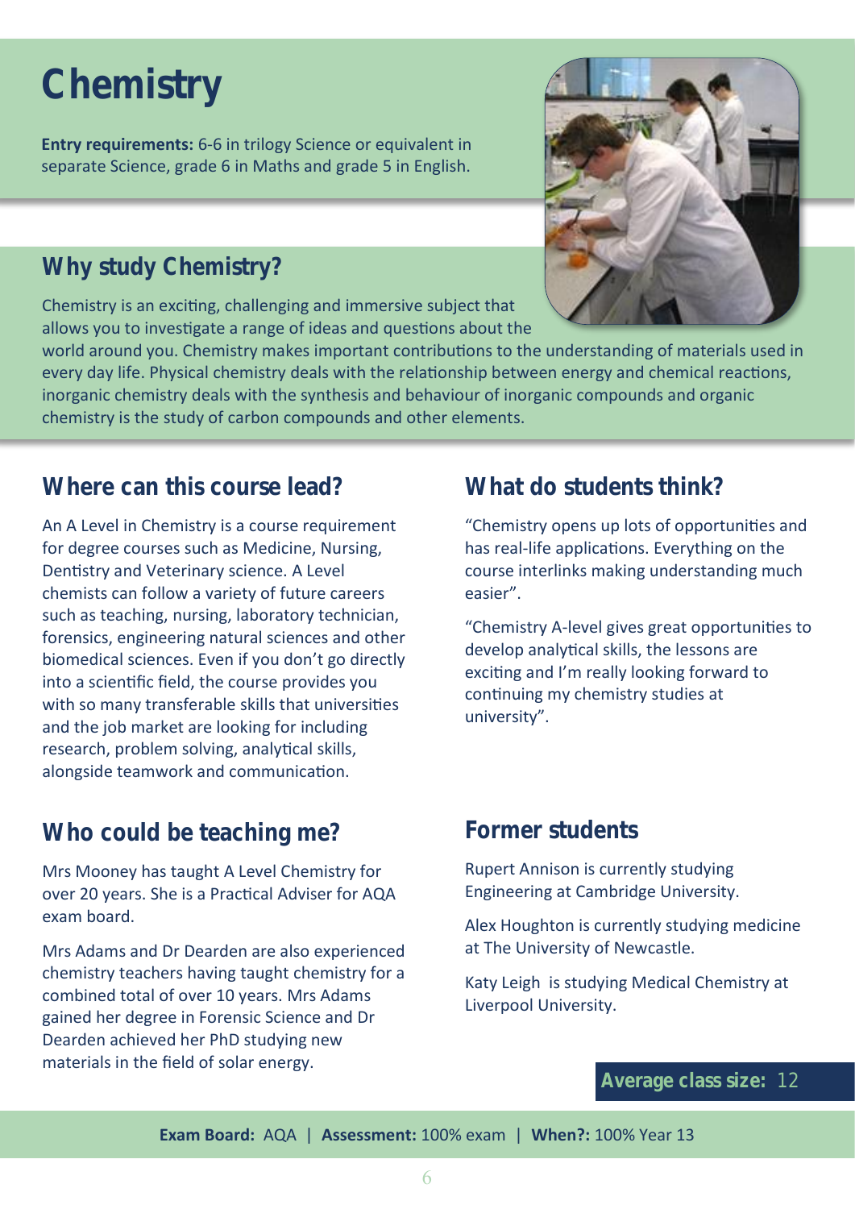# Chemistry

**Entry requirements:** 6-6 in trilogy Science or equivalent in separate Science, grade 6 in Maths and grade 5 in English.

## Why study Chemistry?

Chemistry is an exciting, challenging and immersive subject that allows you to investigate a range of ideas and questions about the world around you. Chemistry makes important contributions to the understanding of materials used in every day life. Physical chemistry deals with the relationship between energy and chemical reactions, inorganic chemistry deals with the synthesis and behaviour of inorganic compounds and organic chemistry is the study of carbon compounds and other elements.

## Where can this course lead?

An A Level in Chemistry is a course requirement for degree courses such as Medicine, Nursing, Dentistry and Veterinary science. A Level chemists can follow a variety of future careers such as teaching, nursing, laboratory technician, forensics, engineering natural sciences and other biomedical sciences. Even if you don't go directly into a scientific field, the course provides you with so many transferable skills that universities and the job market are looking for including research, problem solving, analytical skills, alongside teamwork and communication.

## Who could be teaching me?

Mrs Mooney has taught A Level Chemistry for over 20 years. She is a Practical Adviser for AQA exam board.

Mrs Adams and Dr Dearden are also experienced chemistry teachers having taught chemistry for a combined total of over 10 years. Mrs Adams gained her degree in Forensic Science and Dr Dearden achieved her PhD studying new materials in the field of solar energy.

## What do students think?

"Chemistry opens up lots of opportunities and has real-life applications. Everything on the course interlinks making understanding much easier".

"Chemistry A-level gives great opportunities to develop analytical skills, the lessons are exciting and I'm really looking forward to continuing my chemistry studies at university".

## Former students

Rupert Annison is currently studying Engineering at Cambridge University.

Alex Houghton is currently studying medicine at The University of Newcastle.

Katy Leigh is studying Medical Chemistry at Liverpool University.

**Average class size:** 12

**Exam Board:** AQA | **Assessment:** 100% exam | **When?:** 100% Year 13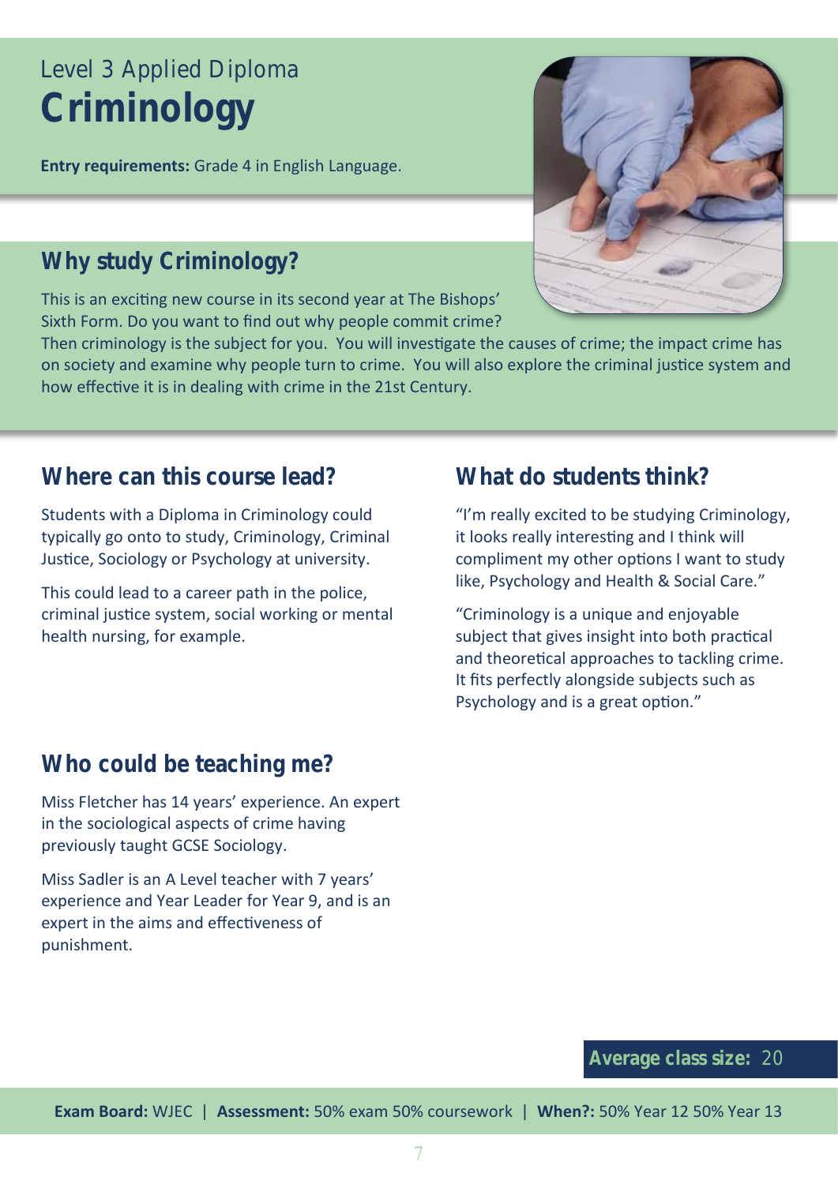Level 3 Applied Diploma

# Criminology

**Entry requirements:** Grade 4 in English Language.

## Why study Criminology?

This is an exciting new course in its second year at The Bishops' Sixth Form. Do you want to find out why people commit crime? Then criminology is the subject for you. You will investigate the causes of crime; the impact crime has on society and examine why people turn to crime. You will also explore the criminal justice system and how effective it is in dealing with crime in the 21st Century.

## Where can this course lead?

Students with a Diploma in Criminology could typically go onto to study, Criminology, Criminal Justice, Sociology or Psychology at university.

This could lead to a career path in the police, criminal justice system, social working or mental health nursing, for example.

## What do students think?

"I'm really excited to be studying Criminology, it looks really interesting and I think will compliment my other options I want to study like, Psychology and Health & Social Care."

"Criminology is a unique and enjoyable subject that gives insight into both practical and theoretical approaches to tackling crime. It fits perfectly alongside subjects such as Psychology and is a great option."

## Who could be teaching me?

Miss Fletcher has 14 years' experience. An expert in the sociological aspects of crime having previously taught GCSE Sociology.

Miss Sadler is an A Level teacher with 7 years' experience and Year Leader for Year 9, and is an expert in the aims and effectiveness of punishment.

**Average class size:** 20

**Exam Board:** WJEC | **Assessment:** 50% exam 50% coursework | **When?:** 50% Year 12 50% Year 13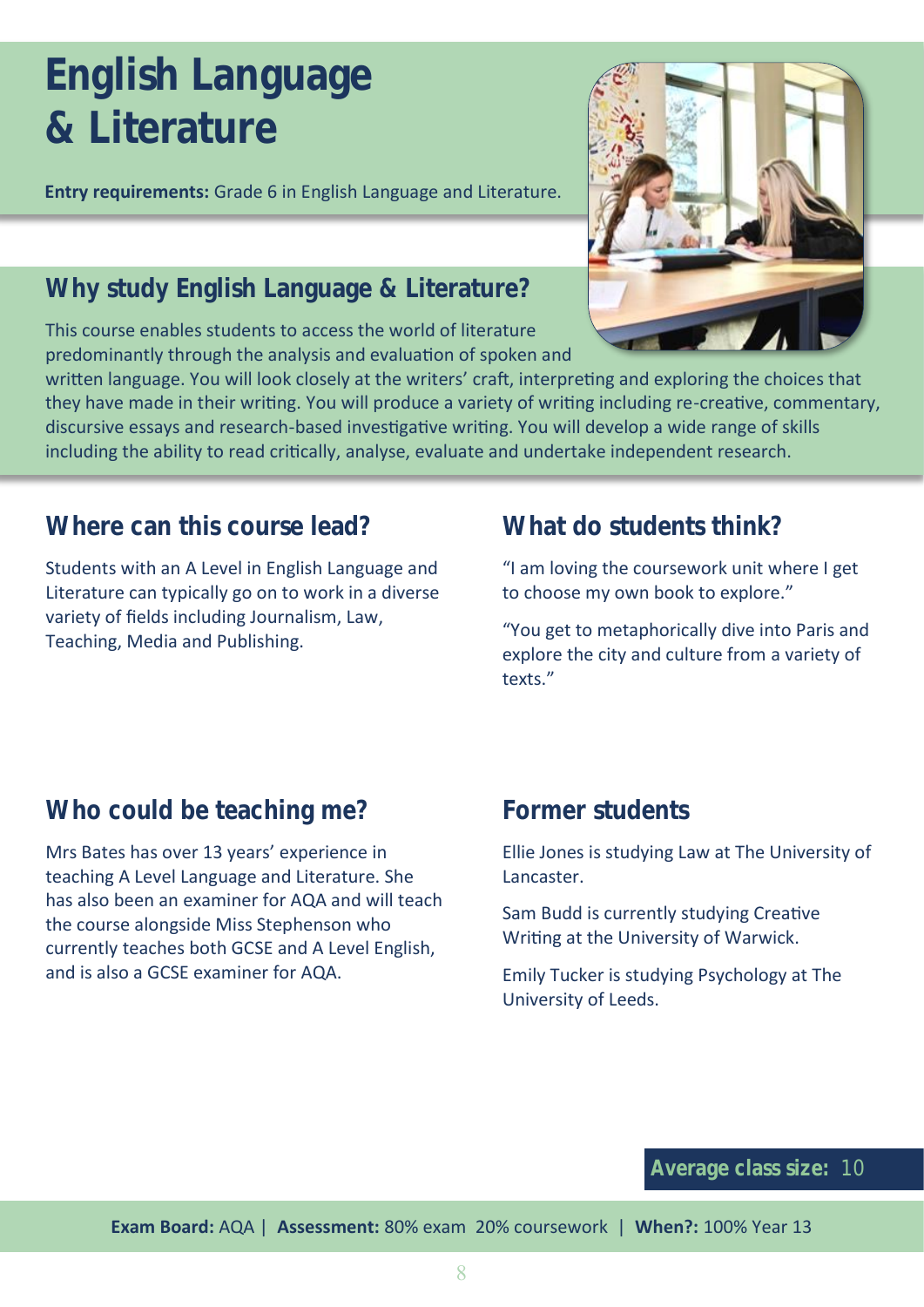# English Language & Literature

**Entry requirements:** Grade 6 in English Language and Literature.

## Why study English Language & Literature?

This course enables students to access the world of literature predominantly through the analysis and evaluation of spoken and written language. You will look closely at the writers' craft, interpreting and exploring the choices that they have made in their writing. You will produce a variety of writing including re-creative, commentary, discursive essays and research-based investigative writing. You will develop a wide range of skills including the ability to read critically, analyse, evaluate and undertake independent research.

## Where can this course lead?

Students with an A Level in English Language and Literature can typically go on to work in a diverse variety of fields including Journalism, Law, Teaching, Media and Publishing.

## What do students think?

"I am loving the coursework unit where I get to choose my own book to explore."

"You get to metaphorically dive into Paris and explore the city and culture from a variety of texts."

## Who could be teaching me?

Mrs Bates has over 13 years' experience in teaching A Level Language and Literature. She has also been an examiner for AQA and will teach the course alongside Miss Stephenson who currently teaches both GCSE and A Level English, and is also a GCSE examiner for AQA.

## Former students

Ellie Jones is studying Law at The University of Lancaster.

Sam Budd is currently studying Creative Writing at the University of Warwick.

Emily Tucker is studying Psychology at The University of Leeds.

**Average class size:** 10

**Exam Board:** AQA | **Assessment:** 80% exam 20% coursework | **When?:** 100% Year 13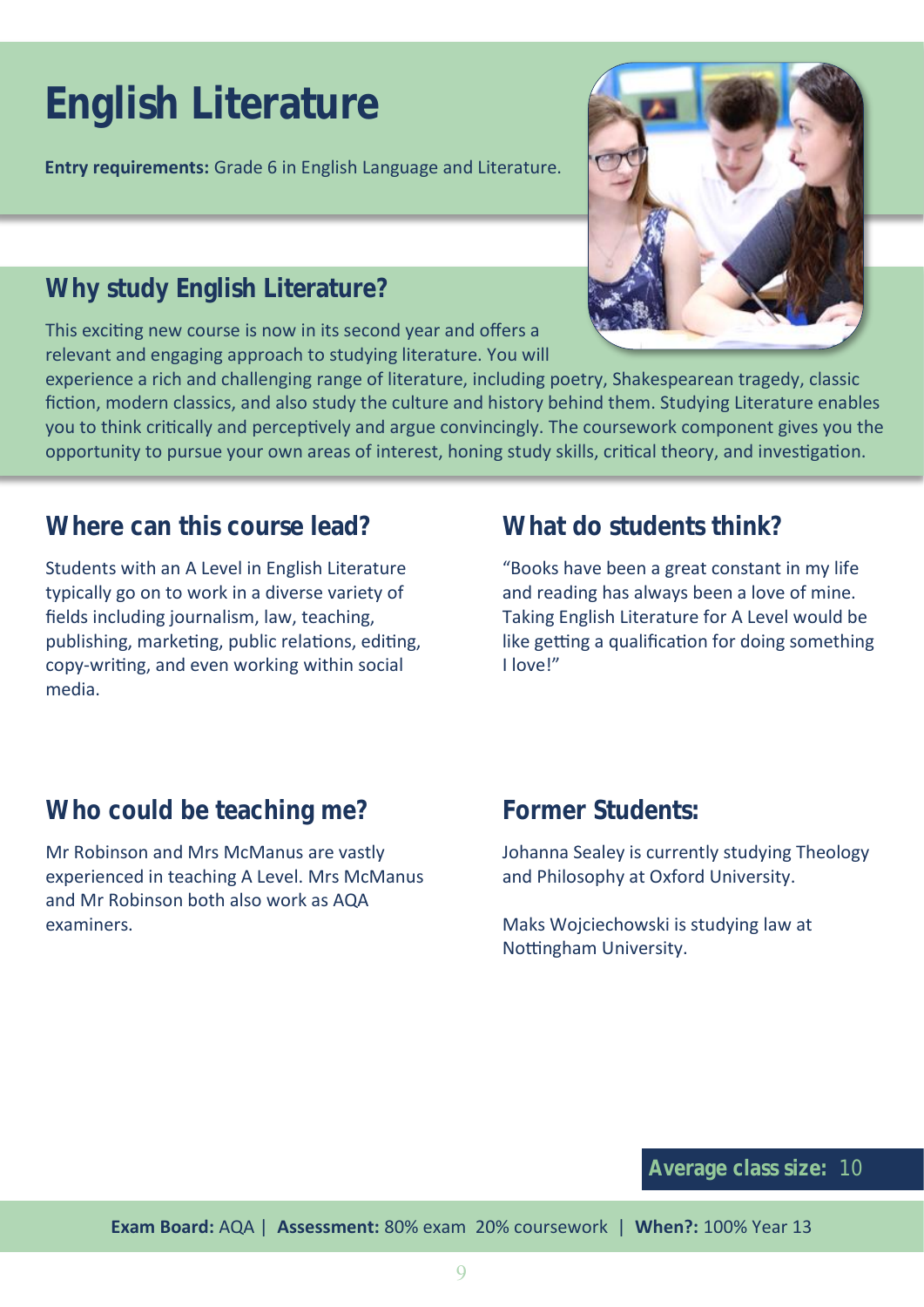# English Literature

**Entry requirements:** Grade 6 in English Language and Literature.

## Why study English Literature?

This exciting new course is now in its second year and offers a relevant and engaging approach to studying literature. You will experience a rich and challenging range of literature, including poetry, Shakespearean tragedy, classic fiction, modern classics, and also study the culture and history behind them. Studying Literature enables you to think critically and perceptively and argue convincingly. The coursework component gives you the opportunity to pursue your own areas of interest, honing study skills, critical theory, and investigation.

## Where can this course lead?

Students with an A Level in English Literature typically go on to work in a diverse variety of fields including journalism, law, teaching, publishing, marketing, public relations, editing, copy-writing, and even working within social media.

## What do students think?

"Books have been a great constant in my life and reading has always been a love of mine. Taking English Literature for A Level would be like getting a qualification for doing something I love!"

## Who could be teaching me?

Mr Robinson and Mrs McManus are vastly experienced in teaching A Level. Mrs McManus and Mr Robinson both also work as AQA examiners.

## Former Students:

Johanna Sealey is currently studying Theology and Philosophy at Oxford University.

Maks Wojciechowski is studying law at Nottingham University.

**Average class size:** 10

**Exam Board:** AQA | **Assessment:** 80% exam 20% coursework | **When?:** 100% Year 13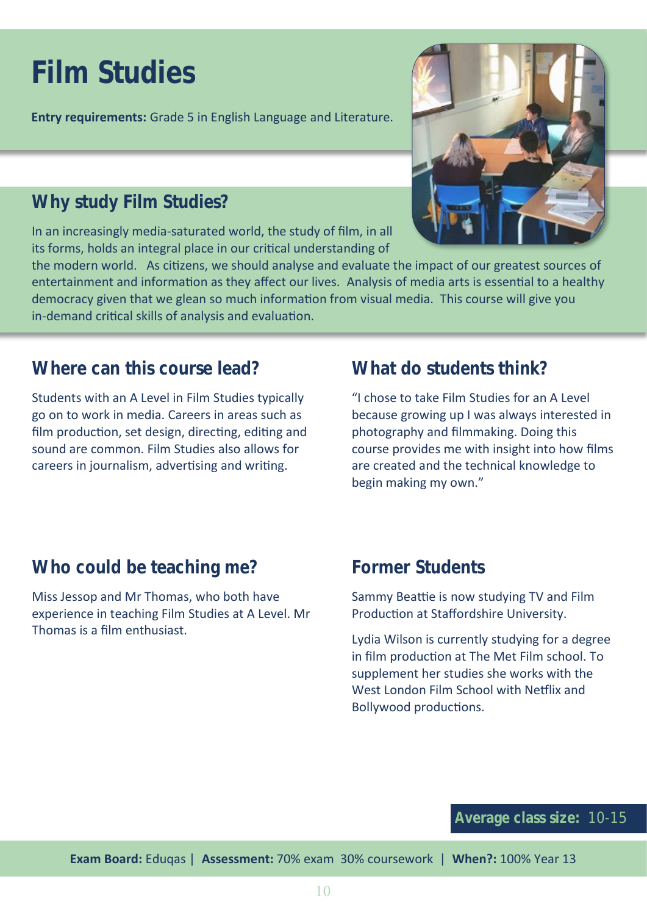# Film Studies

**Entry requirements:** Grade 5 in English Language and Literature.

## Why study Film Studies?

In an increasingly media-saturated world, the study of film, in all its forms, holds an integral place in our critical understanding of the modern world. As citizens, we should analyse and evaluate the impact of our greatest sources of entertainment and information as they affect our lives. Analysis of media arts is essential to a healthy democracy given that we glean so much information from visual media. This course will give you in-demand critical skills of analysis and evaluation.

## Where can this course lead?

Students with an A Level in Film Studies typically go on to work in media. Careers in areas such as film production, set design, directing, editing and sound are common. Film Studies also allows for careers in journalism, advertising and writing.

## What do students think?

"I chose to take Film Studies for an A Level because growing up I was always interested in photography and filmmaking. Doing this course provides me with insight into how films are created and the technical knowledge to begin making my own."

## Who could be teaching me?

Miss Jessop and Mr Thomas, who both have experience in teaching Film Studies at A Level. Mr Thomas is a film enthusiast.

## Former Students

Sammy Beattie is now studying TV and Film Production at Staffordshire University.

Lydia Wilson is currently studying for a degree in film production at The Met Film school. To supplement her studies she works with the West London Film School with Netflix and Bollywood productions.

**Average class size:** 10-15

**Exam Board:** Eduqas | **Assessment:** 70% exam 30% coursework | **When?:** 100% Year 13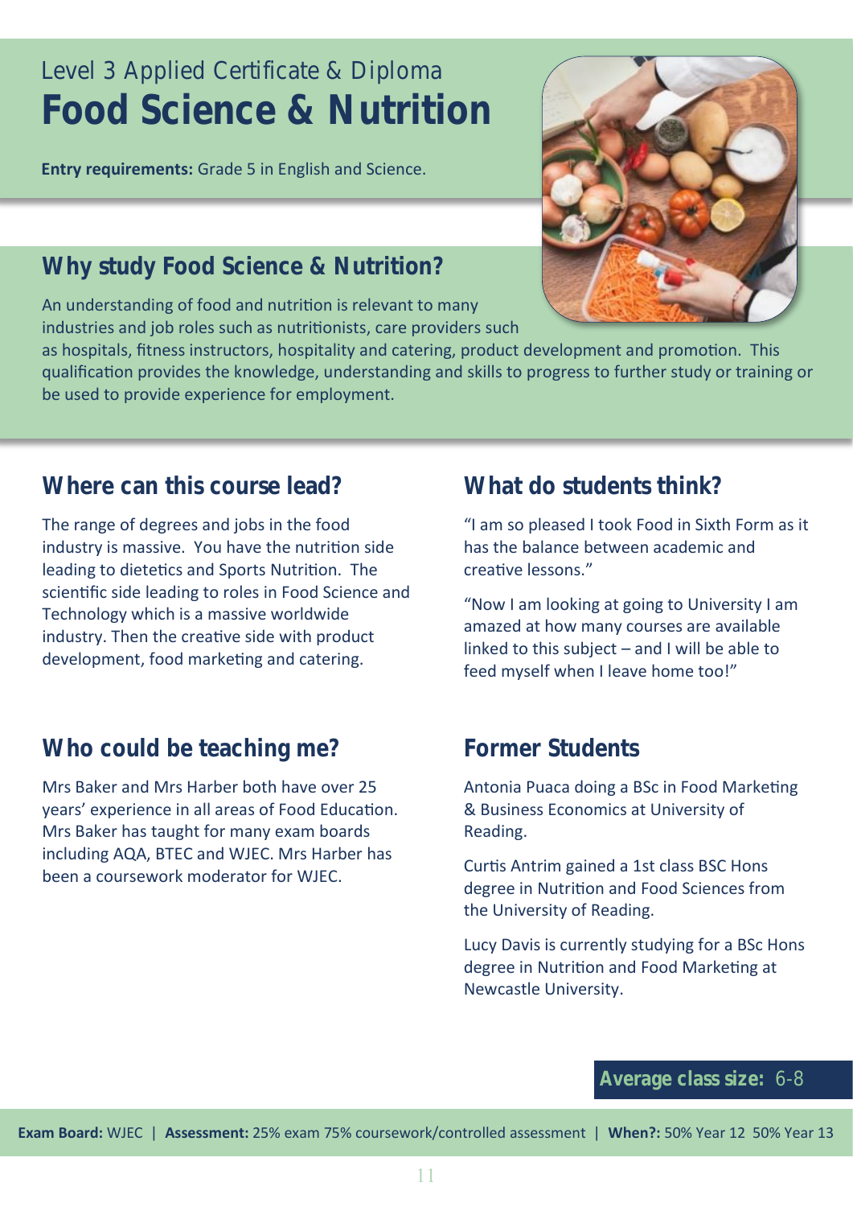Level 3 Applied Certificate & Diploma

# Food Science & Nutrition

**Entry requirements:** Grade 5 in English and Science.

## Why study Food Science & Nutrition?

An understanding of food and nutrition is relevant to many industries and job roles such as nutritionists, care providers such as hospitals, fitness instructors, hospitality and catering, product development and promotion. This qualification provides the knowledge, understanding and skills to progress to further study or training or be used to provide experience for employment.

## Where can this course lead?

The range of degrees and jobs in the food industry is massive. You have the nutrition side leading to dietetics and Sports Nutrition. The scientific side leading to roles in Food Science and Technology which is a massive worldwide industry. Then the creative side with product development, food marketing and catering.

## Who could be teaching me?

Mrs Baker and Mrs Harber both have over 25 years' experience in all areas of Food Education. Mrs Baker has taught for many exam boards including AQA, BTEC and WJEC. Mrs Harber has been a coursework moderator for WJEC.

## What do students think?

"I am so pleased I took Food in Sixth Form as it has the balance between academic and creative lessons."

"Now I am looking at going to University I am amazed at how many courses are available linked to this subject – and I will be able to feed myself when I leave home too!"

## Former Students

Antonia Puaca doing a BSc in Food Marketing & Business Economics at University of Reading.

Curtis Antrim gained a 1st class BSC Hons degree in Nutrition and Food Sciences from the University of Reading.

Lucy Davis is currently studying for a BSc Hons degree in Nutrition and Food Marketing at Newcastle University.

**Average class size:** 6-8

**Exam Board:** WJEC | **Assessment:** 25% exam 75% coursework/controlled assessment | **When?:** 50% Year 12 50% Year 13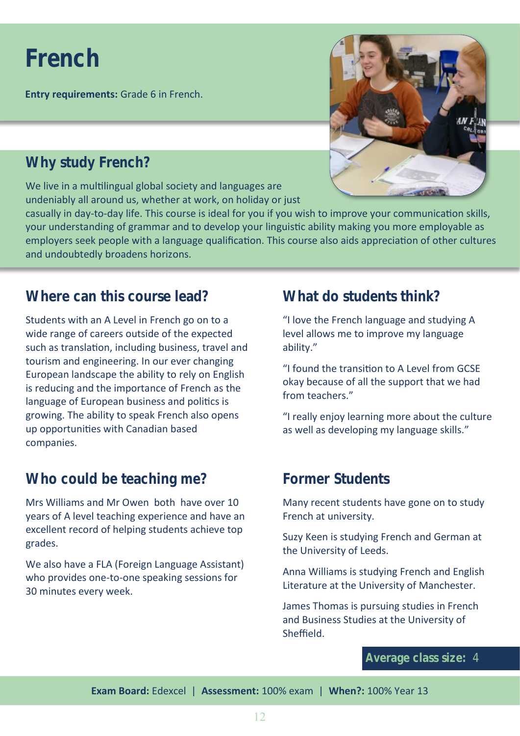# French

**Entry requirements:** Grade 6 in French.

## Why study French?

We live in a multilingual global society and languages are undeniably all around us, whether at work, on holiday or just casually in day-to-day life. This course is ideal for you if you wish to improve your communication skills, your understanding of grammar and to develop your linguistic ability making you more employable as employers seek people with a language qualification. This course also aids appreciation of other cultures and undoubtedly broadens horizons.

## Where can this course lead?

Students with an A Level in French go on to a wide range of careers outside of the expected such as translation, including business, travel and tourism and engineering. In our ever changing European landscape the ability to rely on English is reducing and the importance of French as the language of European business and politics is growing. The ability to speak French also opens up opportunities with Canadian based companies.

## Who could be teaching me?

Mrs Williams and Mr Owen both have over 10 years of A level teaching experience and have an excellent record of helping students achieve top grades.

We also have a FLA (Foreign Language Assistant) who provides one-to-one speaking sessions for 30 minutes every week.

## What do students think?

"I love the French language and studying A level allows me to improve my language ability."

"I found the transition to A Level from GCSE okay because of all the support that we had from teachers."

"I really enjoy learning more about the culture as well as developing my language skills."

## Former Students

Many recent students have gone on to study French at university.

Suzy Keen is studying French and German at the University of Leeds.

Anna Williams is studying French and English Literature at the University of Manchester.

James Thomas is pursuing studies in French and Business Studies at the University of Sheffield.

**Average class size:** 4

**Exam Board:** Edexcel | **Assessment:** 100% exam | **When?:** 100% Year 13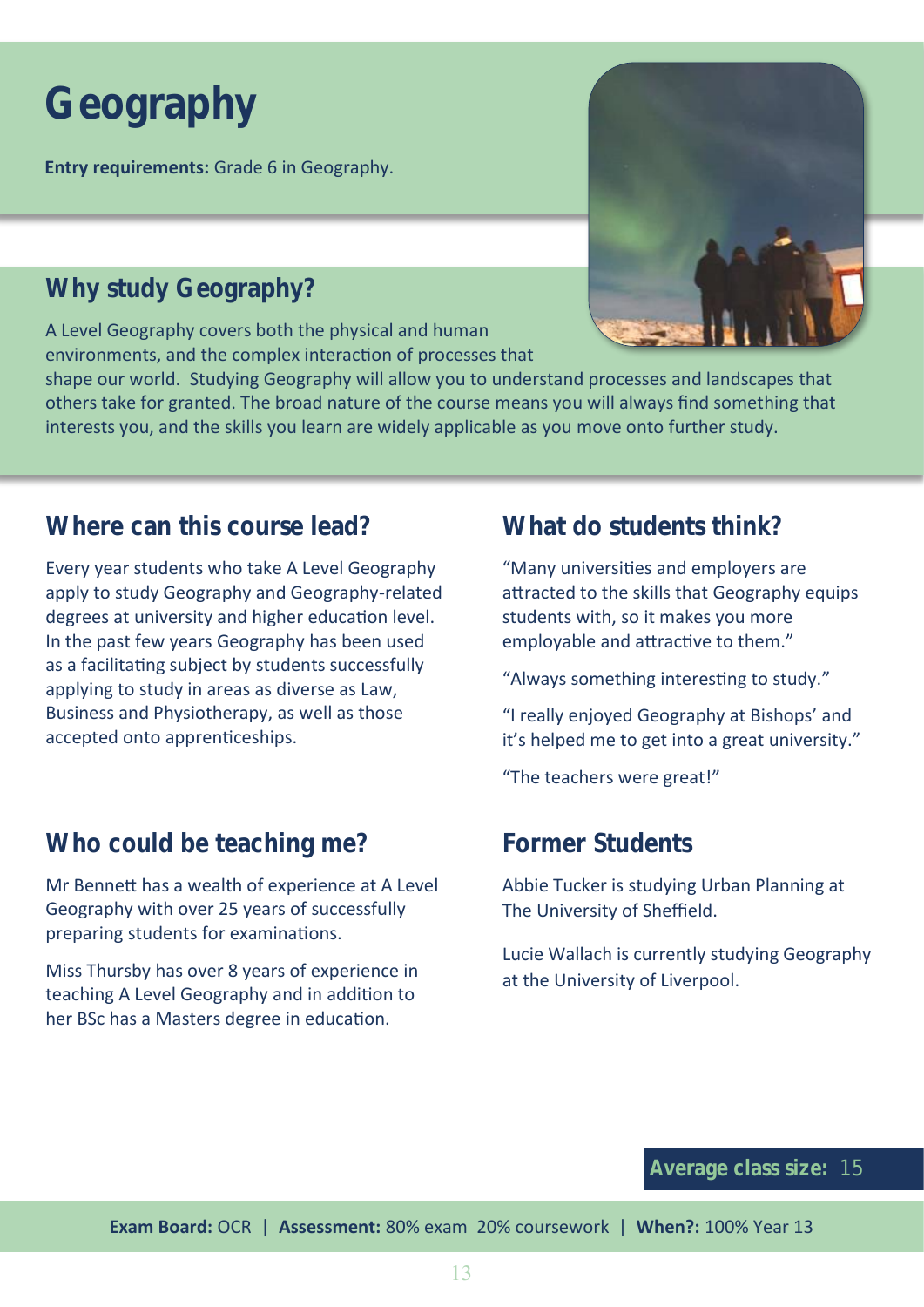# Geography

**Entry requirements:** Grade 6 in Geography.

## Why study Geography?

A Level Geography covers both the physical and human environments, and the complex interaction of processes that shape our world. Studying Geography will allow you to understand processes and landscapes that others take for granted. The broad nature of the course means you will always find something that interests you, and the skills you learn are widely applicable as you move onto further study.

## Where can this course lead?

Every year students who take A Level Geography apply to study Geography and Geography-related degrees at university and higher education level. In the past few years Geography has been used as a facilitating subject by students successfully applying to study in areas as diverse as Law, Business and Physiotherapy, as well as those accepted onto apprenticeships.

## Who could be teaching me?

Mr Bennett has a wealth of experience at A Level Geography with over 25 years of successfully preparing students for examinations.

Miss Thursby has over 8 years of experience in teaching A Level Geography and in addition to her BSc has a Masters degree in education.

## What do students think?

"Many universities and employers are attracted to the skills that Geography equips students with, so it makes you more employable and attractive to them."

"Always something interesting to study."

"I really enjoyed Geography at Bishops' and it's helped me to get into a great university."

"The teachers were great!"

## Former Students

Abbie Tucker is studying Urban Planning at The University of Sheffield.

Lucie Wallach is currently studying Geography at the University of Liverpool.

**Average class size:** 15

**Exam Board:** OCR | **Assessment:** 80% exam 20% coursework | **When?:** 100% Year 13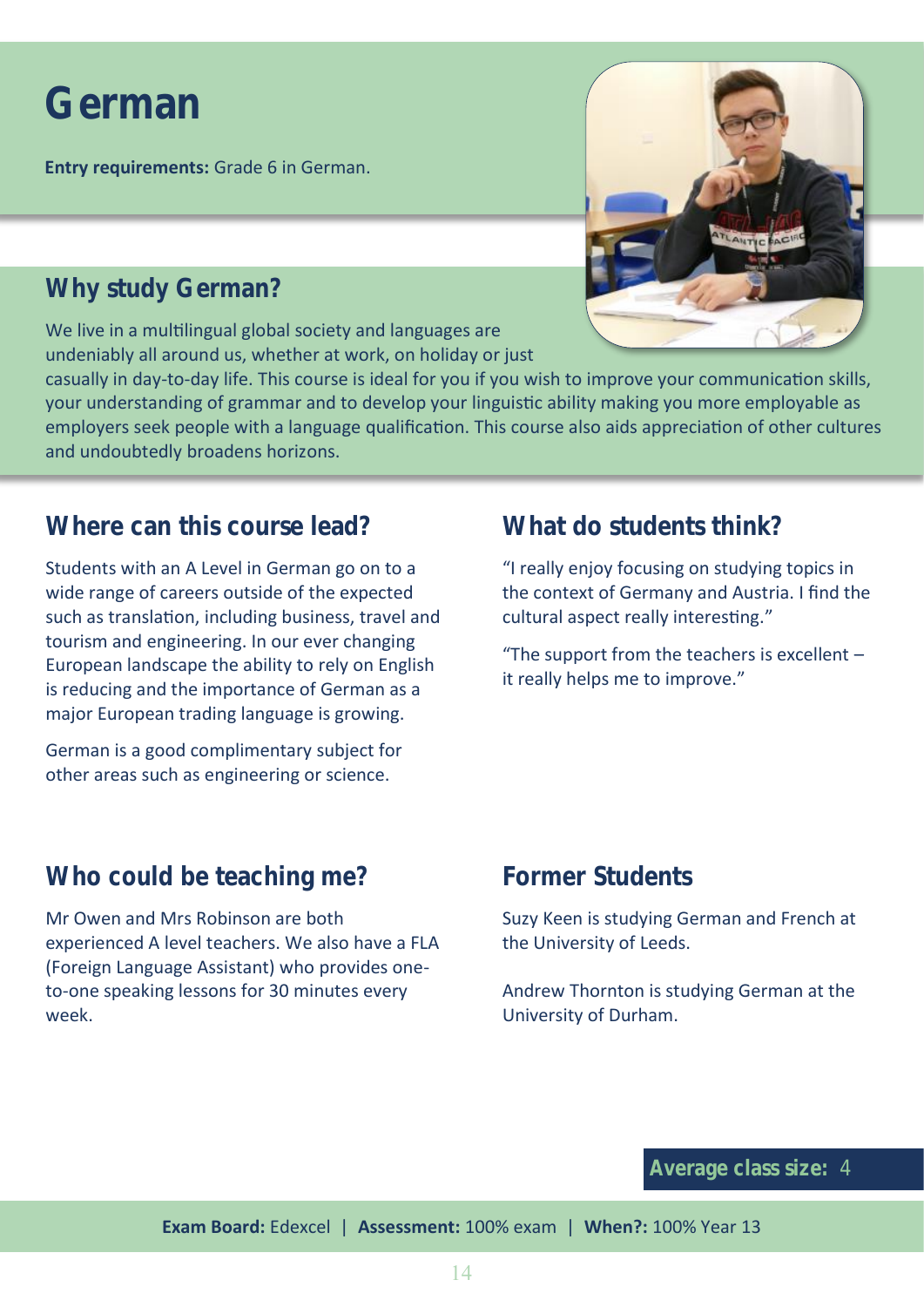# German

**Entry requirements:** Grade 6 in German.

## Why study German?

We live in a multilingual global society and languages are undeniably all around us, whether at work, on holiday or just casually in day-to-day life. This course is ideal for you if you wish to improve your communication skills, your understanding of grammar and to develop your linguistic ability making you more employable as employers seek people with a language qualification. This course also aids appreciation of other cultures and undoubtedly broadens horizons.

## Where can this course lead?

Students with an A Level in German go on to a wide range of careers outside of the expected such as translation, including business, travel and tourism and engineering. In our ever changing European landscape the ability to rely on English is reducing and the importance of German as a major European trading language is growing.

German is a good complimentary subject for other areas such as engineering or science.

## What do students think?

"I really enjoy focusing on studying topics in the context of Germany and Austria. I find the cultural aspect really interesting."

"The support from the teachers is excellent – it really helps me to improve."

## Who could be teaching me?

Mr Owen and Mrs Robinson are both experienced A level teachers. We also have a FLA (Foreign Language Assistant) who provides one-to-one speaking lessons for 30 minutes every week.

## Former Students

Suzy Keen is studying German and French at the University of Leeds.

Andrew Thornton is studying German at the University of Durham.

**Average class size:** 4

**Exam Board:** Edexcel | **Assessment:** 100% exam | **When?:** 100% Year 13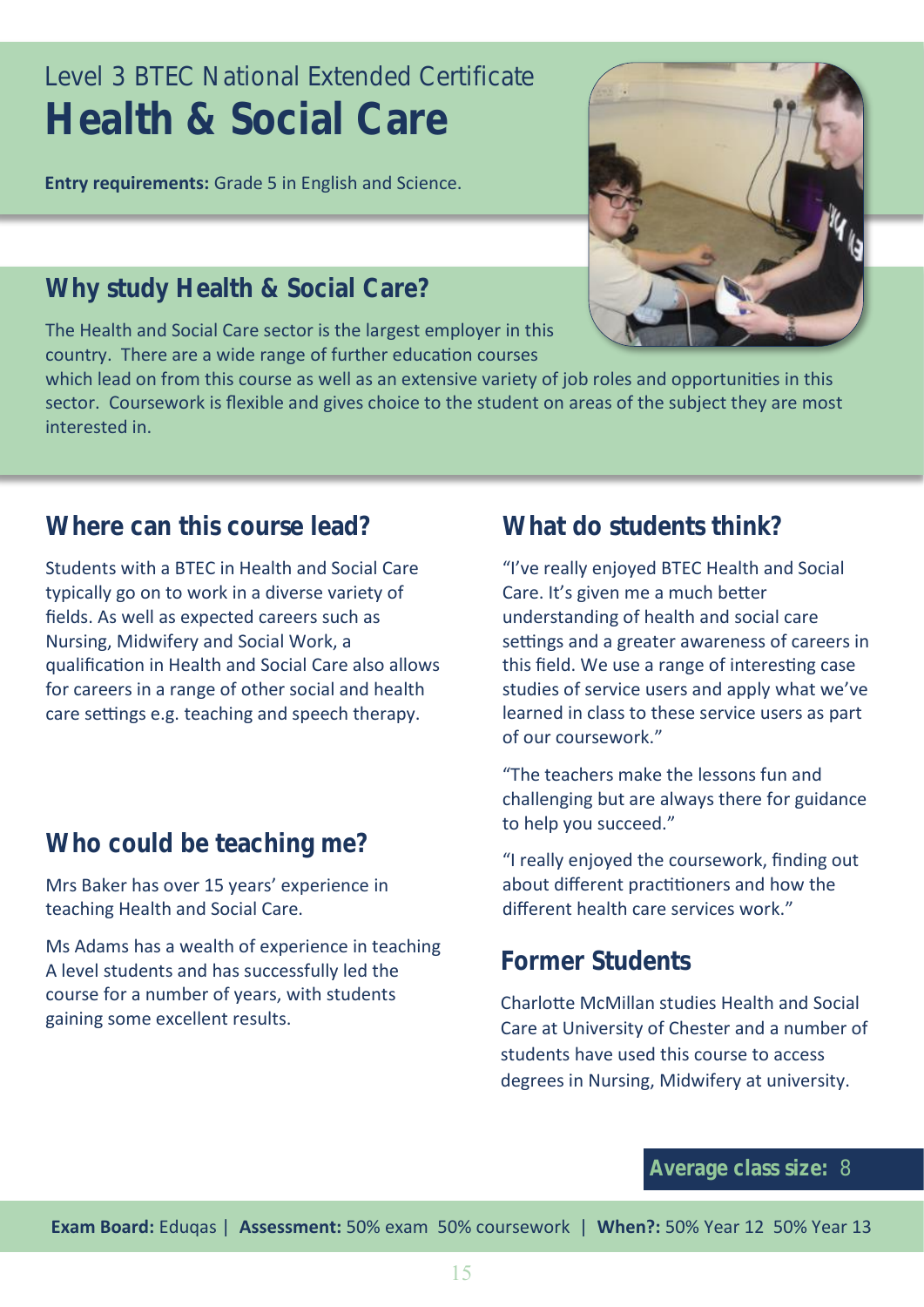Level 3 BTEC National Extended Certificate

# Health & Social Care

**Entry requirements:** Grade 5 in English and Science.

## Why study Health & Social Care?

The Health and Social Care sector is the largest employer in this country. There are a wide range of further education courses which lead on from this course as well as an extensive variety of job roles and opportunities in this sector. Coursework is flexible and gives choice to the student on areas of the subject they are most interested in.

## Where can this course lead?

Students with a BTEC in Health and Social Care typically go on to work in a diverse variety of fields. As well as expected careers such as Nursing, Midwifery and Social Work, a qualification in Health and Social Care also allows for careers in a range of other social and health care settings e.g. teaching and speech therapy.

## Who could be teaching me?

Mrs Baker has over 15 years' experience in teaching Health and Social Care.

Ms Adams has a wealth of experience in teaching A level students and has successfully led the course for a number of years, with students gaining some excellent results.

## What do students think?

"I've really enjoyed BTEC Health and Social Care. It's given me a much better understanding of health and social care settings and a greater awareness of careers in this field. We use a range of interesting case studies of service users and apply what we've learned in class to these service users as part of our coursework."

"The teachers make the lessons fun and challenging but are always there for guidance to help you succeed."

"I really enjoyed the coursework, finding out about different practitioners and how the different health care services work."

## Former Students

Charlotte McMillan studies Health and Social Care at University of Chester and a number of students have used this course to access degrees in Nursing, Midwifery at university.

**Average class size:** 8

**Exam Board:** Eduqas | **Assessment:** 50% exam 50% coursework | **When?:** 50% Year 12 50% Year 13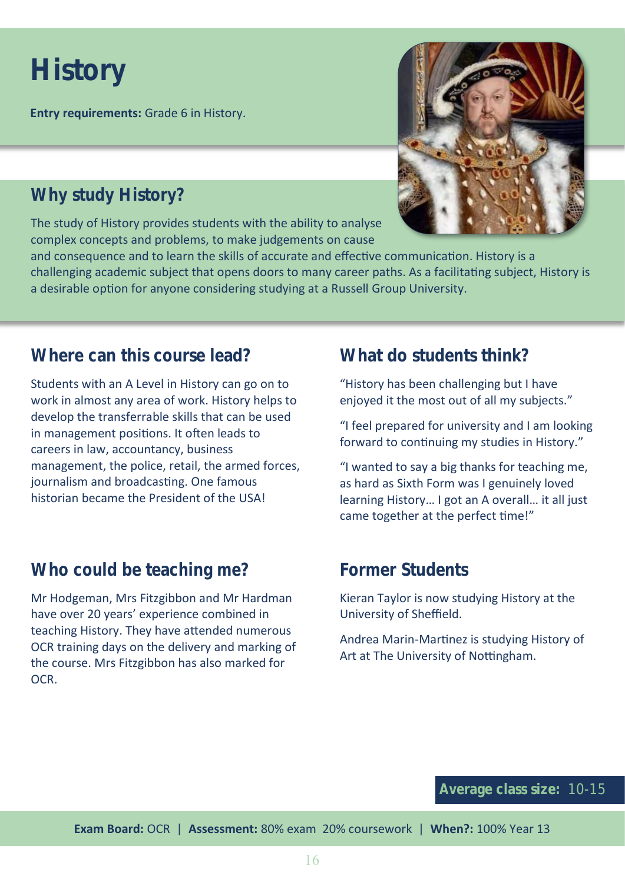# History

**Entry requirements:** Grade 6 in History.

## Why study History?

The study of History provides students with the ability to analyse complex concepts and problems, to make judgements on cause and consequence and to learn the skills of accurate and effective communication. History is a challenging academic subject that opens doors to many career paths. As a facilitating subject, History is a desirable option for anyone considering studying at a Russell Group University.

## Where can this course lead?

Students with an A Level in History can go on to work in almost any area of work. History helps to develop the transferrable skills that can be used in management positions. It often leads to careers in law, accountancy, business management, the police, retail, the armed forces, journalism and broadcasting. One famous historian became the President of the USA!

## What do students think?

"History has been challenging but I have enjoyed it the most out of all my subjects."

"I feel prepared for university and I am looking forward to continuing my studies in History."

"I wanted to say a big thanks for teaching me, as hard as Sixth Form was I genuinely loved learning History… I got an A overall… it all just came together at the perfect time!"

## Who could be teaching me?

Mr Hodgeman, Mrs Fitzgibbon and Mr Hardman have over 20 years' experience combined in teaching History. They have attended numerous OCR training days on the delivery and marking of the course. Mrs Fitzgibbon has also marked for OCR.

## Former Students

Kieran Taylor is now studying History at the University of Sheffield.

Andrea Marin-Martinez is studying History of Art at The University of Nottingham.

**Average class size:** 10-15

**Exam Board:** OCR | **Assessment:** 80% exam 20% coursework | **When?:** 100% Year 13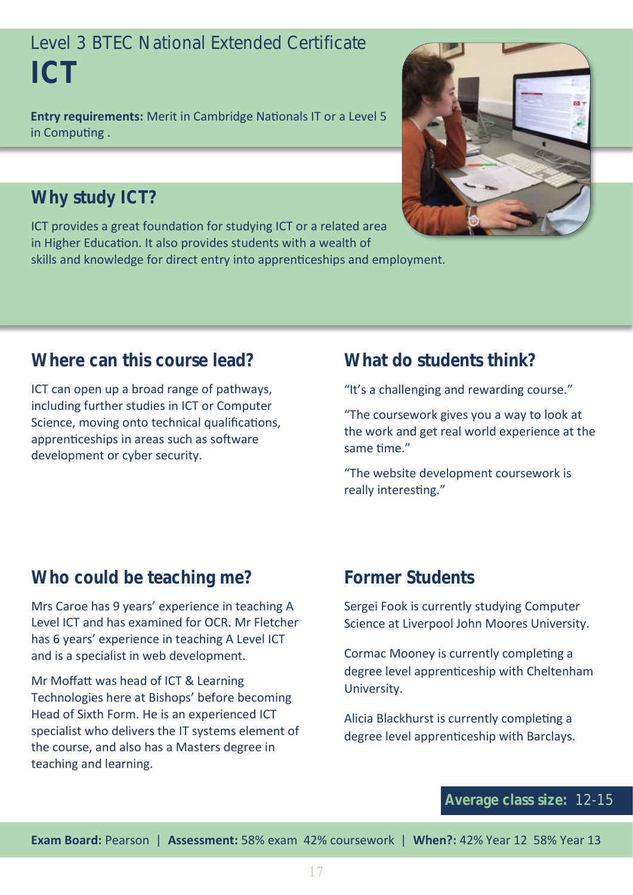Level 3 BTEC National Extended Certificate

# ICT

**Entry requirements:** Merit in Cambridge Nationals IT or a Level 5 in Computing .

## Why study ICT?

ICT provides a great foundation for studying ICT or a related area in Higher Education. It also provides students with a wealth of skills and knowledge for direct entry into apprenticeships and employment.

## Where can this course lead?

ICT can open up a broad range of pathways, including further studies in ICT or Computer Science, moving onto technical qualifications, apprenticeships in areas such as software development or cyber security.

## What do students think?

"It's a challenging and rewarding course."

"The coursework gives you a way to look at the work and get real world experience at the same time."

"The website development coursework is really interesting."

## Who could be teaching me?

Mrs Caroe has 9 years' experience in teaching A Level ICT and has examined for OCR. Mr Fletcher has 6 years' experience in teaching A Level ICT and is a specialist in web development.

Mr Moffatt was head of ICT & Learning Technologies here at Bishops' before becoming Head of Sixth Form. He is an experienced ICT specialist who delivers the IT systems element of the course, and also has a Masters degree in teaching and learning.

## Former Students

Sergei Fook is currently studying Computer Science at Liverpool John Moores University.

Cormac Mooney is currently completing a degree level apprenticeship with Cheltenham University.

Alicia Blackhurst is currently completing a degree level apprenticeship with Barclays.

**Average class size:** 12-15

**Exam Board:** Pearson | **Assessment:** 58% exam 42% coursework | **When?:** 42% Year 12 58% Year 13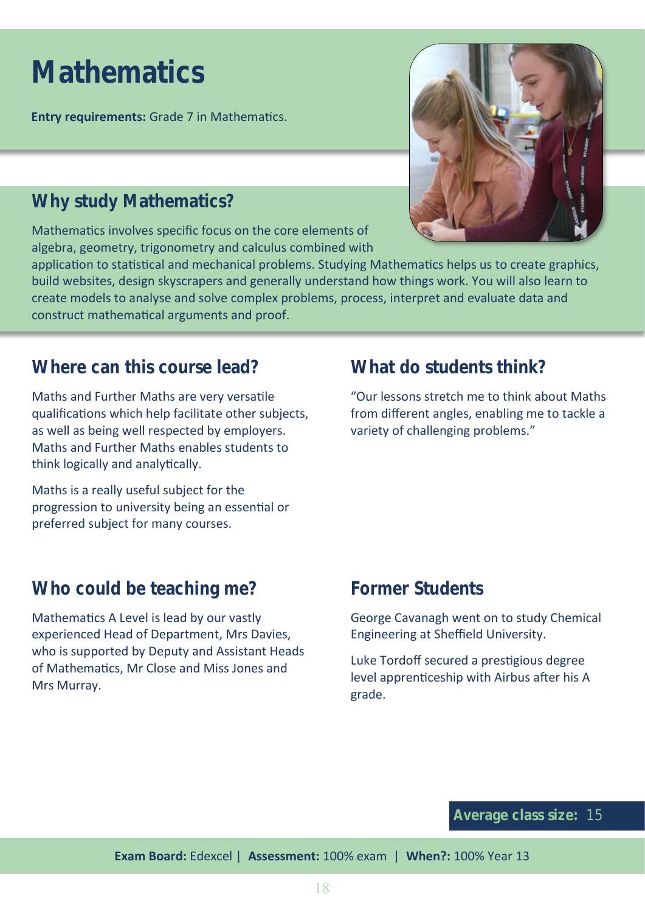# Mathematics

**Entry requirements:** Grade 7 in Mathematics.

## Why study Mathematics?

Mathematics involves specific focus on the core elements of algebra, geometry, trigonometry and calculus combined with application to statistical and mechanical problems. Studying Mathematics helps us to create graphics, build websites, design skyscrapers and generally understand how things work. You will also learn to create models to analyse and solve complex problems, process, interpret and evaluate data and construct mathematical arguments and proof.

## Where can this course lead?

Maths and Further Maths are very versatile qualifications which help facilitate other subjects, as well as being well respected by employers. Maths and Further Maths enables students to think logically and analytically.

Maths is a really useful subject for the progression to university being an essential or preferred subject for many courses.

## What do students think?

"Our lessons stretch me to think about Maths from different angles, enabling me to tackle a variety of challenging problems."

## Who could be teaching me?

Mathematics A Level is lead by our vastly experienced Head of Department, Mrs Davies, who is supported by Deputy and Assistant Heads of Mathematics, Mr Close and Miss Jones and Mrs Murray.

## Former Students

George Cavanagh went on to study Chemical Engineering at Sheffield University.

Luke Tordoff secured a prestigious degree level apprenticeship with Airbus after his A grade.

**Average class size:** 15

**Exam Board:** Edexcel | **Assessment:** 100% exam | **When?:** 100% Year 13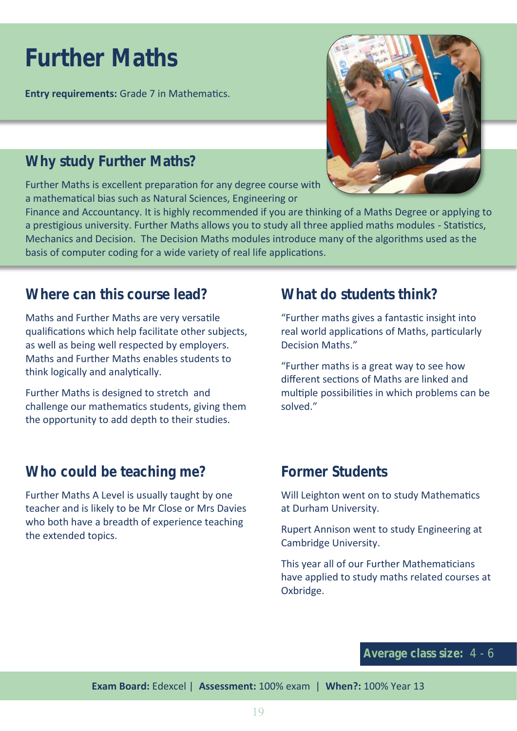# Further Maths

**Entry requirements:** Grade 7 in Mathematics.

## Why study Further Maths?

Further Maths is excellent preparation for any degree course with a mathematical bias such as Natural Sciences, Engineering or Finance and Accountancy. It is highly recommended if you are thinking of a Maths Degree or applying to a prestigious university. Further Maths allows you to study all three applied maths modules - Statistics, Mechanics and Decision. The Decision Maths modules introduce many of the algorithms used as the basis of computer coding for a wide variety of real life applications.

## Where can this course lead?

Maths and Further Maths are very versatile qualifications which help facilitate other subjects, as well as being well respected by employers. Maths and Further Maths enables students to think logically and analytically.

Further Maths is designed to stretch and challenge our mathematics students, giving them the opportunity to add depth to their studies.

## What do students think?

"Further maths gives a fantastic insight into real world applications of Maths, particularly Decision Maths."

"Further maths is a great way to see how different sections of Maths are linked and multiple possibilities in which problems can be solved."

## Who could be teaching me?

Further Maths A Level is usually taught by one teacher and is likely to be Mr Close or Mrs Davies who both have a breadth of experience teaching the extended topics.

## Former Students

Will Leighton went on to study Mathematics at Durham University.

Rupert Annison went to study Engineering at Cambridge University.

This year all of our Further Mathematicians have applied to study maths related courses at Oxbridge.

**Average class size:** 4 - 6

**Exam Board:** Edexcel | **Assessment:** 100% exam | **When?:** 100% Year 13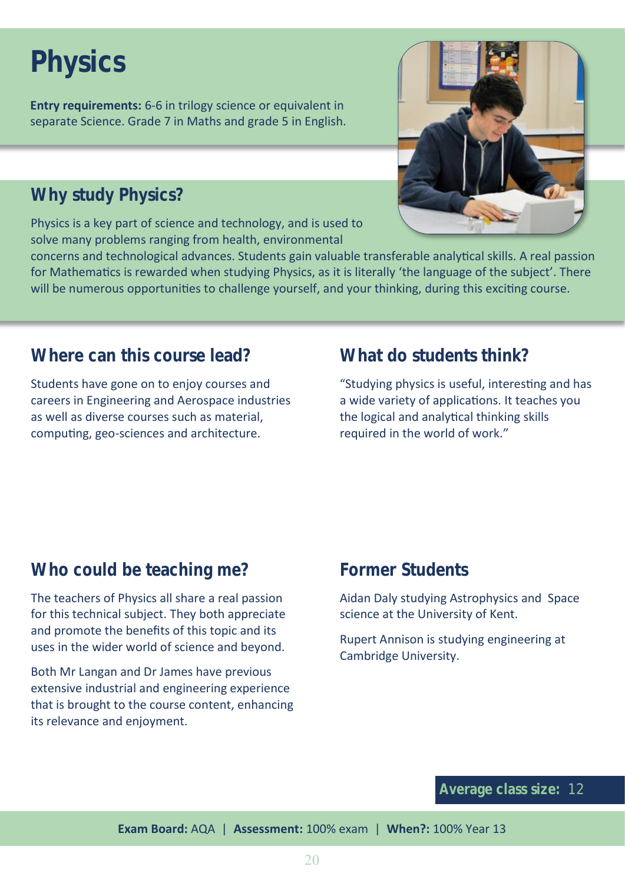# Physics

**Entry requirements:** 6-6 in trilogy science or equivalent in separate Science. Grade 7 in Maths and grade 5 in English.

## Why study Physics?

Physics is a key part of science and technology, and is used to solve many problems ranging from health, environmental concerns and technological advances. Students gain valuable transferable analytical skills. A real passion for Mathematics is rewarded when studying Physics, as it is literally 'the language of the subject'. There will be numerous opportunities to challenge yourself, and your thinking, during this exciting course.

## Where can this course lead?

Students have gone on to enjoy courses and careers in Engineering and Aerospace industries as well as diverse courses such as material, computing, geo-sciences and architecture.

## What do students think?

"Studying physics is useful, interesting and has a wide variety of applications. It teaches you the logical and analytical thinking skills required in the world of work."

## Who could be teaching me?

The teachers of Physics all share a real passion for this technical subject. They both appreciate and promote the benefits of this topic and its uses in the wider world of science and beyond.

Both Mr Langan and Dr James have previous extensive industrial and engineering experience that is brought to the course content, enhancing its relevance and enjoyment.

## Former Students

Aidan Daly studying Astrophysics and Space science at the University of Kent.

Rupert Annison is studying engineering at Cambridge University.

**Average class size:** 12

**Exam Board:** AQA | **Assessment:** 100% exam | **When?:** 100% Year 13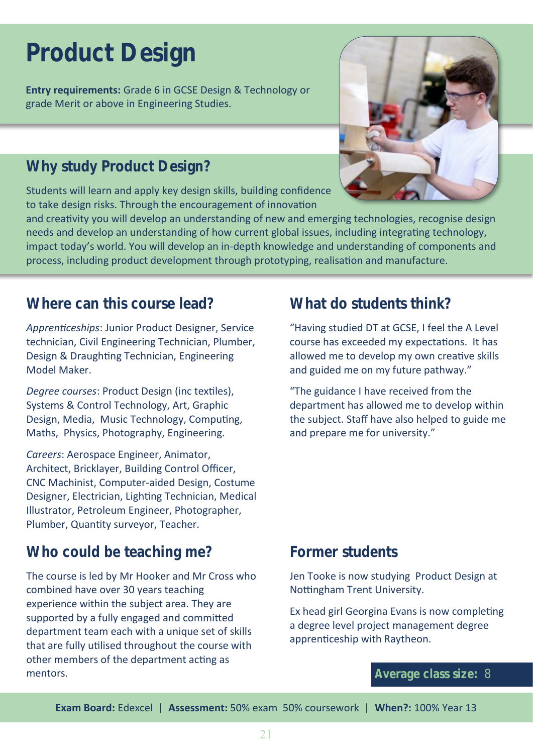# Product Design

**Entry requirements:** Grade 6 in GCSE Design & Technology or grade Merit or above in Engineering Studies.

## Why study Product Design?

Students will learn and apply key design skills, building confidence to take design risks. Through the encouragement of innovation and creativity you will develop an understanding of new and emerging technologies, recognise design needs and develop an understanding of how current global issues, including integrating technology, impact today's world. You will develop an in-depth knowledge and understanding of components and process, including product development through prototyping, realisation and manufacture.

## Where can this course lead?

*Apprenticeships*: Junior Product Designer, Service technician, Civil Engineering Technician, Plumber, Design & Draughting Technician, Engineering Model Maker.

*Degree courses*: Product Design (inc textiles), Systems & Control Technology, Art, Graphic Design, Media, Music Technology, Computing, Maths, Physics, Photography, Engineering.

*Careers*: Aerospace Engineer, Animator, Architect, Bricklayer, Building Control Officer, CNC Machinist, Computer-aided Design, Costume Designer, Electrician, Lighting Technician, Medical Illustrator, Petroleum Engineer, Photographer, Plumber, Quantity surveyor, Teacher.

## What do students think?

"Having studied DT at GCSE, I feel the A Level course has exceeded my expectations. It has allowed me to develop my own creative skills and guided me on my future pathway."

"The guidance I have received from the department has allowed me to develop within the subject. Staff have also helped to guide me and prepare me for university."

## Who could be teaching me?

The course is led by Mr Hooker and Mr Cross who combined have over 30 years teaching experience within the subject area. They are supported by a fully engaged and committed department team each with a unique set of skills that are fully utilised throughout the course with other members of the department acting as mentors.

## Former students

Jen Tooke is now studying Product Design at Nottingham Trent University.

Ex head girl Georgina Evans is now completing a degree level project management degree apprenticeship with Raytheon.

**Average class size:** 8

**Exam Board:** Edexcel | **Assessment:** 50% exam 50% coursework | **When?:** 100% Year 13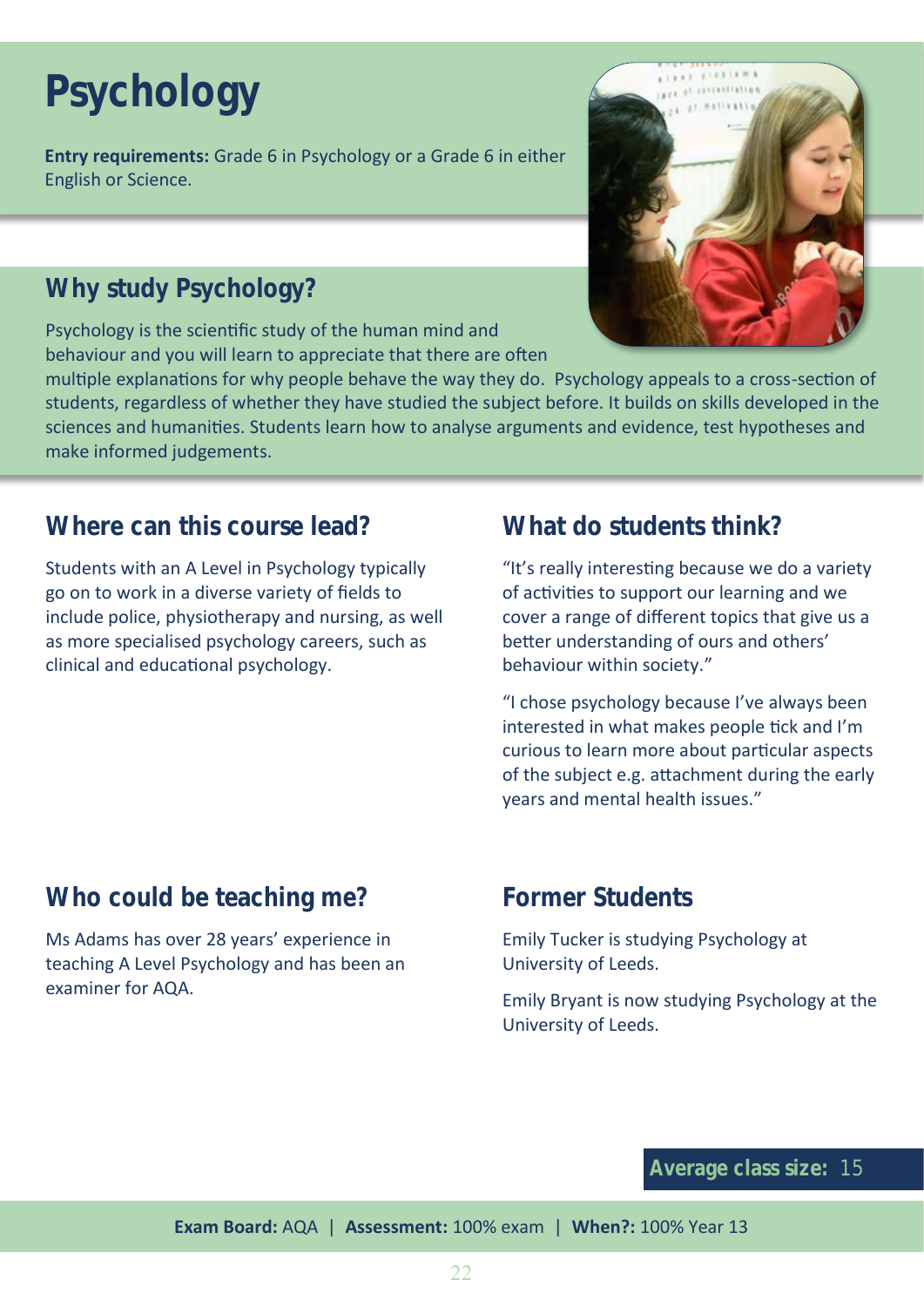# Psychology

**Entry requirements:** Grade 6 in Psychology or a Grade 6 in either English or Science.

## Why study Psychology?

Psychology is the scientific study of the human mind and behaviour and you will learn to appreciate that there are often multiple explanations for why people behave the way they do. Psychology appeals to a cross-section of students, regardless of whether they have studied the subject before. It builds on skills developed in the sciences and humanities. Students learn how to analyse arguments and evidence, test hypotheses and make informed judgements.

## Where can this course lead?

Students with an A Level in Psychology typically go on to work in a diverse variety of fields to include police, physiotherapy and nursing, as well as more specialised psychology careers, such as clinical and educational psychology.

## What do students think?

"It's really interesting because we do a variety of activities to support our learning and we cover a range of different topics that give us a better understanding of ours and others' behaviour within society."

"I chose psychology because I've always been interested in what makes people tick and I'm curious to learn more about particular aspects of the subject e.g. attachment during the early years and mental health issues."

## Who could be teaching me?

Ms Adams has over 28 years' experience in teaching A Level Psychology and has been an examiner for AQA.

## Former Students

Emily Tucker is studying Psychology at University of Leeds.

Emily Bryant is now studying Psychology at the University of Leeds.

**Average class size:** 15

**Exam Board:** AQA | **Assessment:** 100% exam | **When?:** 100% Year 13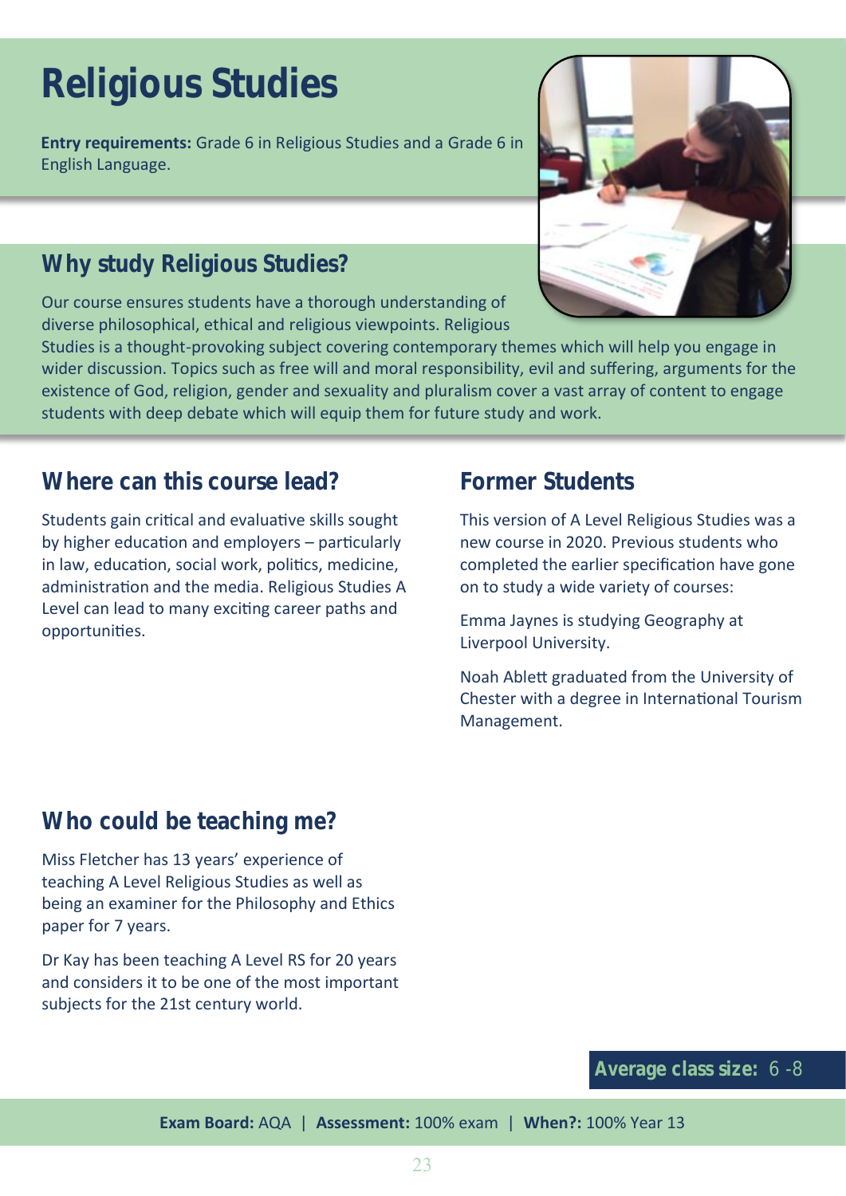# Religious Studies

**Entry requirements:** Grade 6 in Religious Studies and a Grade 6 in English Language.

## Why study Religious Studies?

Our course ensures students have a thorough understanding of diverse philosophical, ethical and religious viewpoints. Religious Studies is a thought-provoking subject covering contemporary themes which will help you engage in wider discussion. Topics such as free will and moral responsibility, evil and suffering, arguments for the existence of God, religion, gender and sexuality and pluralism cover a vast array of content to engage students with deep debate which will equip them for future study and work.

## Where can this course lead?

Students gain critical and evaluative skills sought by higher education and employers – particularly in law, education, social work, politics, medicine, administration and the media. Religious Studies A Level can lead to many exciting career paths and opportunities.

## Former Students

This version of A Level Religious Studies was a new course in 2020. Previous students who completed the earlier specification have gone on to study a wide variety of courses:

Emma Jaynes is studying Geography at Liverpool University.

Noah Ablett graduated from the University of Chester with a degree in International Tourism Management.

## Who could be teaching me?

Miss Fletcher has 13 years' experience of teaching A Level Religious Studies as well as being an examiner for the Philosophy and Ethics paper for 7 years.

Dr Kay has been teaching A Level RS for 20 years and considers it to be one of the most important subjects for the 21st century world.

**Average class size:** 6 -8

**Exam Board:** AQA | **Assessment:** 100% exam | **When?:** 100% Year 13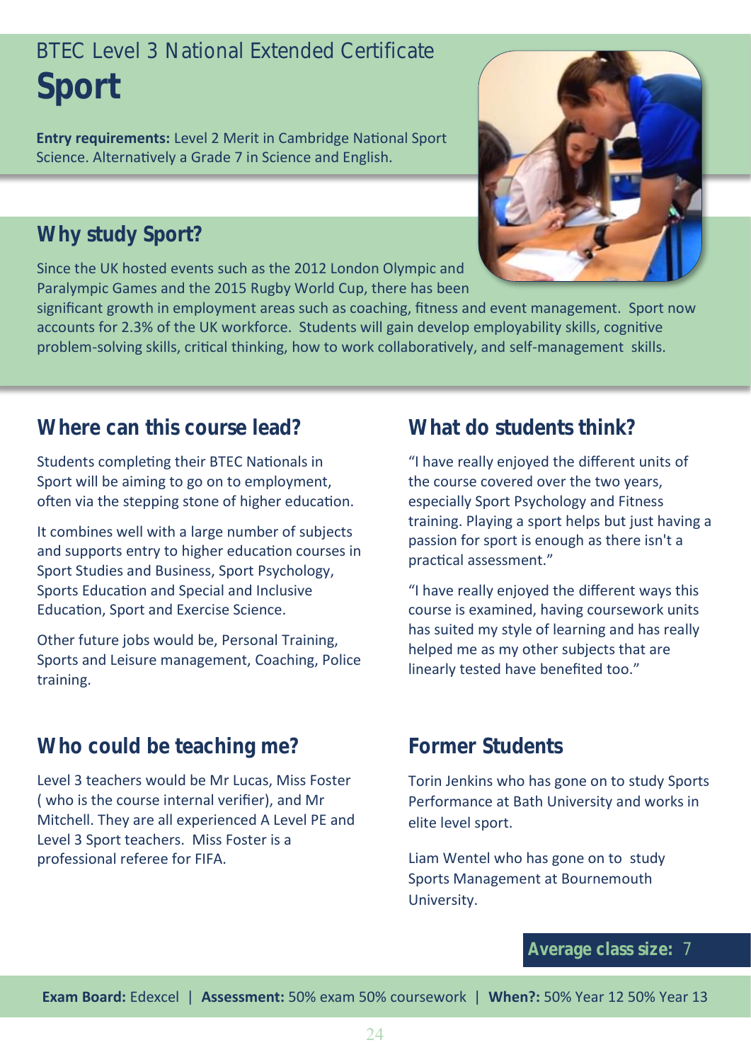BTEC Level 3 National Extended Certificate

# Sport

**Entry requirements:** Level 2 Merit in Cambridge National Sport Science. Alternatively a Grade 7 in Science and English.

## Why study Sport?

Since the UK hosted events such as the 2012 London Olympic and Paralympic Games and the 2015 Rugby World Cup, there has been significant growth in employment areas such as coaching, fitness and event management. Sport now accounts for 2.3% of the UK workforce. Students will gain develop employability skills, cognitive problem-solving skills, critical thinking, how to work collaboratively, and self-management skills.

## Where can this course lead?

Students completing their BTEC Nationals in Sport will be aiming to go on to employment, often via the stepping stone of higher education.

It combines well with a large number of subjects and supports entry to higher education courses in Sport Studies and Business, Sport Psychology, Sports Education and Special and Inclusive Education, Sport and Exercise Science.

Other future jobs would be, Personal Training, Sports and Leisure management, Coaching, Police training.

## What do students think?

"I have really enjoyed the different units of the course covered over the two years, especially Sport Psychology and Fitness training. Playing a sport helps but just having a passion for sport is enough as there isn't a practical assessment."

"I have really enjoyed the different ways this course is examined, having coursework units has suited my style of learning and has really helped me as my other subjects that are linearly tested have benefited too."

## Who could be teaching me?

Level 3 teachers would be Mr Lucas, Miss Foster ( who is the course internal verifier), and Mr Mitchell. They are all experienced A Level PE and Level 3 Sport teachers. Miss Foster is a professional referee for FIFA.

## Former Students

Torin Jenkins who has gone on to study Sports Performance at Bath University and works in elite level sport.

Liam Wentel who has gone on to study Sports Management at Bournemouth University.

**Average class size:** 7

**Exam Board:** Edexcel | **Assessment:** 50% exam 50% coursework | **When?:** 50% Year 12 50% Year 13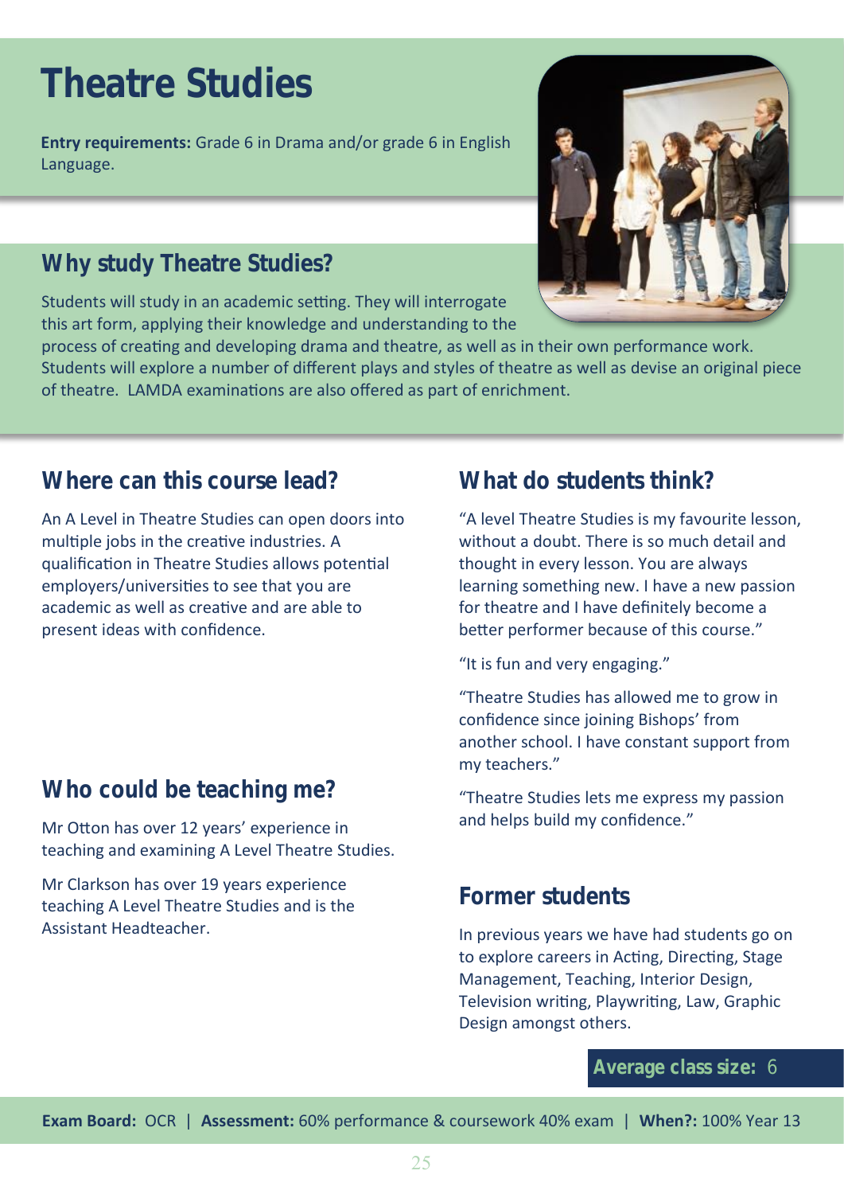# Theatre Studies

**Entry requirements:** Grade 6 in Drama and/or grade 6 in English Language.

## Why study Theatre Studies?

Students will study in an academic setting. They will interrogate this art form, applying their knowledge and understanding to the process of creating and developing drama and theatre, as well as in their own performance work. Students will explore a number of different plays and styles of theatre as well as devise an original piece of theatre. LAMDA examinations are also offered as part of enrichment.

## Where can this course lead?

An A Level in Theatre Studies can open doors into multiple jobs in the creative industries. A qualification in Theatre Studies allows potential employers/universities to see that you are academic as well as creative and are able to present ideas with confidence.

## Who could be teaching me?

Mr Otton has over 12 years' experience in teaching and examining A Level Theatre Studies.

Mr Clarkson has over 19 years experience teaching A Level Theatre Studies and is the Assistant Headteacher.

## What do students think?

"A level Theatre Studies is my favourite lesson, without a doubt. There is so much detail and thought in every lesson. You are always learning something new. I have a new passion for theatre and I have definitely become a better performer because of this course."

"It is fun and very engaging."

"Theatre Studies has allowed me to grow in confidence since joining Bishops' from another school. I have constant support from my teachers."

"Theatre Studies lets me express my passion and helps build my confidence."

## Former students

In previous years we have had students go on to explore careers in Acting, Directing, Stage Management, Teaching, Interior Design, Television writing, Playwriting, Law, Graphic Design amongst others.

**Average class size:** 6

**Exam Board:** OCR | **Assessment:** 60% performance & coursework 40% exam | **When?:** 100% Year 13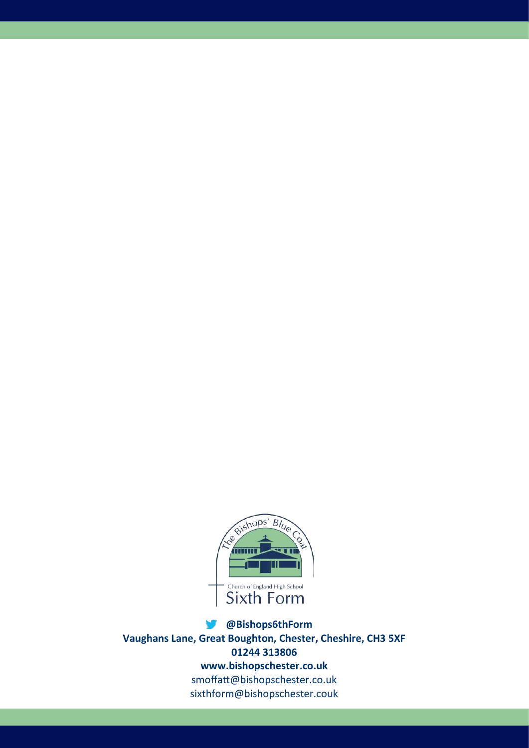The Bishops' Blue Coat

Church of England High School

Sixth Form

**@Bishops6thForm**

**Vaughans Lane, Great Boughton, Chester, Cheshire, CH3 5XF**

**01244 313806**

**www.bishopschester.co.uk**

smoffatt@bishopschester.co.uk

sixthform@bishopschester.couk